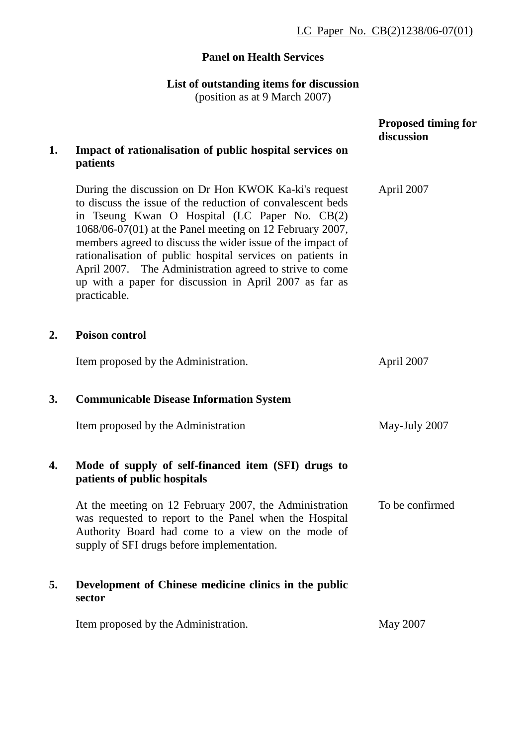LC Paper No. CB(2)1238/06-07(01)

**Panel on Health Services**

**List of outstanding items for discussion**
(position as at 9 March 2007)

| | | **Proposed timing for discussion** |
|---|---|---|
| **1.** | **Impact of rationalisation of public hospital services on patients** | |
| | During the discussion on Dr Hon KWOK Ka-ki's request to discuss the issue of the reduction of convalescent beds in Tseung Kwan O Hospital (LC Paper No. CB(2) 1068/06-07(01) at the Panel meeting on 12 February 2007, members agreed to discuss the wider issue of the impact of rationalisation of public hospital services on patients in April 2007. The Administration agreed to strive to come up with a paper for discussion in April 2007 as far as practicable. | April 2007 |
| **2.** | **Poison control** | |
| | Item proposed by the Administration. | April 2007 |
| **3.** | **Communicable Disease Information System** | |
| | Item proposed by the Administration | May-July 2007 |
| **4.** | **Mode of supply of self-financed item (SFI) drugs to patients of public hospitals** | |
| | At the meeting on 12 February 2007, the Administration was requested to report to the Panel when the Hospital Authority Board had come to a view on the mode of supply of SFI drugs before implementation. | To be confirmed |
| **5.** | **Development of Chinese medicine clinics in the public sector** | |
| | Item proposed by the Administration. | May 2007 |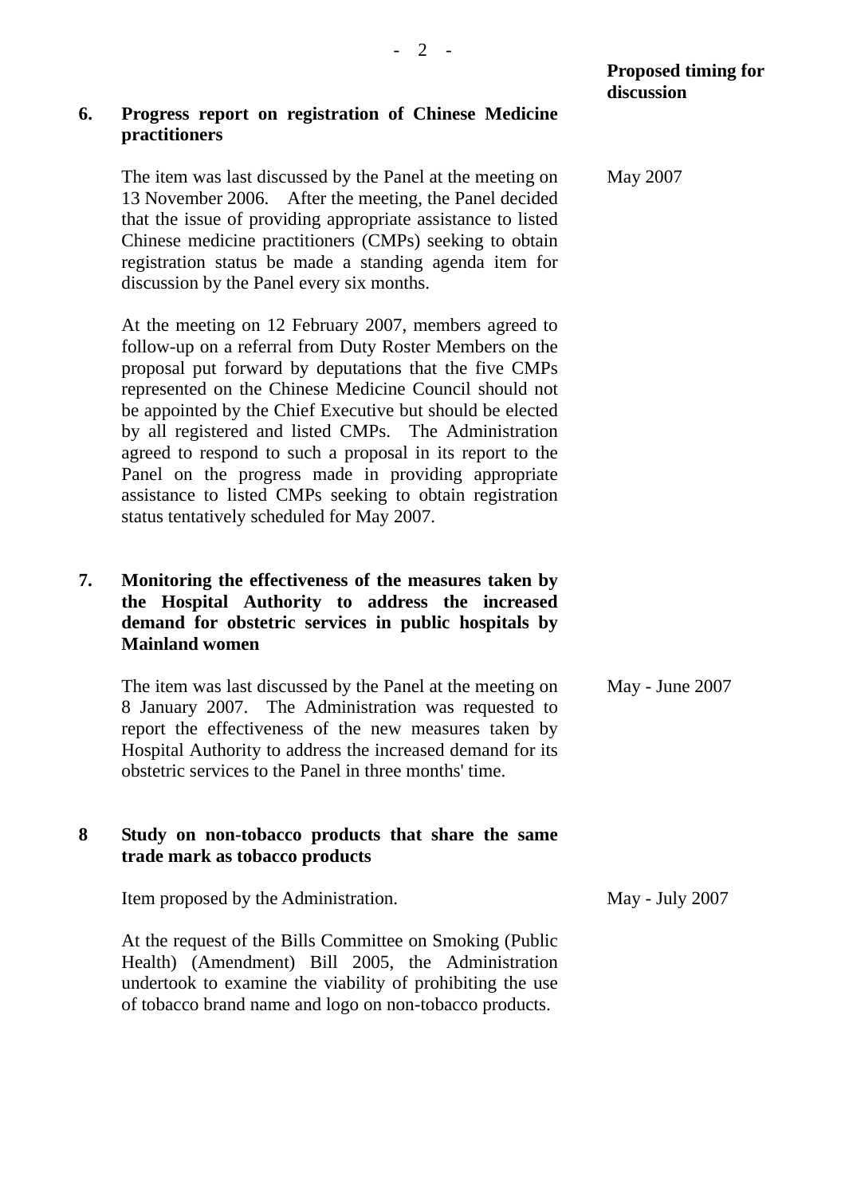**Proposed timing for discussion**

**6. Progress report on registration of Chinese Medicine practitioners**

The item was last discussed by the Panel at the meeting on 13 November 2006. After the meeting, the Panel decided that the issue of providing appropriate assistance to listed Chinese medicine practitioners (CMPs) seeking to obtain registration status be made a standing agenda item for discussion by the Panel every six months.

May 2007

At the meeting on 12 February 2007, members agreed to follow-up on a referral from Duty Roster Members on the proposal put forward by deputations that the five CMPs represented on the Chinese Medicine Council should not be appointed by the Chief Executive but should be elected by all registered and listed CMPs. The Administration agreed to respond to such a proposal in its report to the Panel on the progress made in providing appropriate assistance to listed CMPs seeking to obtain registration status tentatively scheduled for May 2007.

**7. Monitoring the effectiveness of the measures taken by the Hospital Authority to address the increased demand for obstetric services in public hospitals by Mainland women**

The item was last discussed by the Panel at the meeting on 8 January 2007. The Administration was requested to report the effectiveness of the new measures taken by Hospital Authority to address the increased demand for its obstetric services to the Panel in three months' time.

May - June 2007

**8 Study on non-tobacco products that share the same trade mark as tobacco products**

Item proposed by the Administration.

May - July 2007

At the request of the Bills Committee on Smoking (Public Health) (Amendment) Bill 2005, the Administration undertook to examine the viability of prohibiting the use of tobacco brand name and logo on non-tobacco products.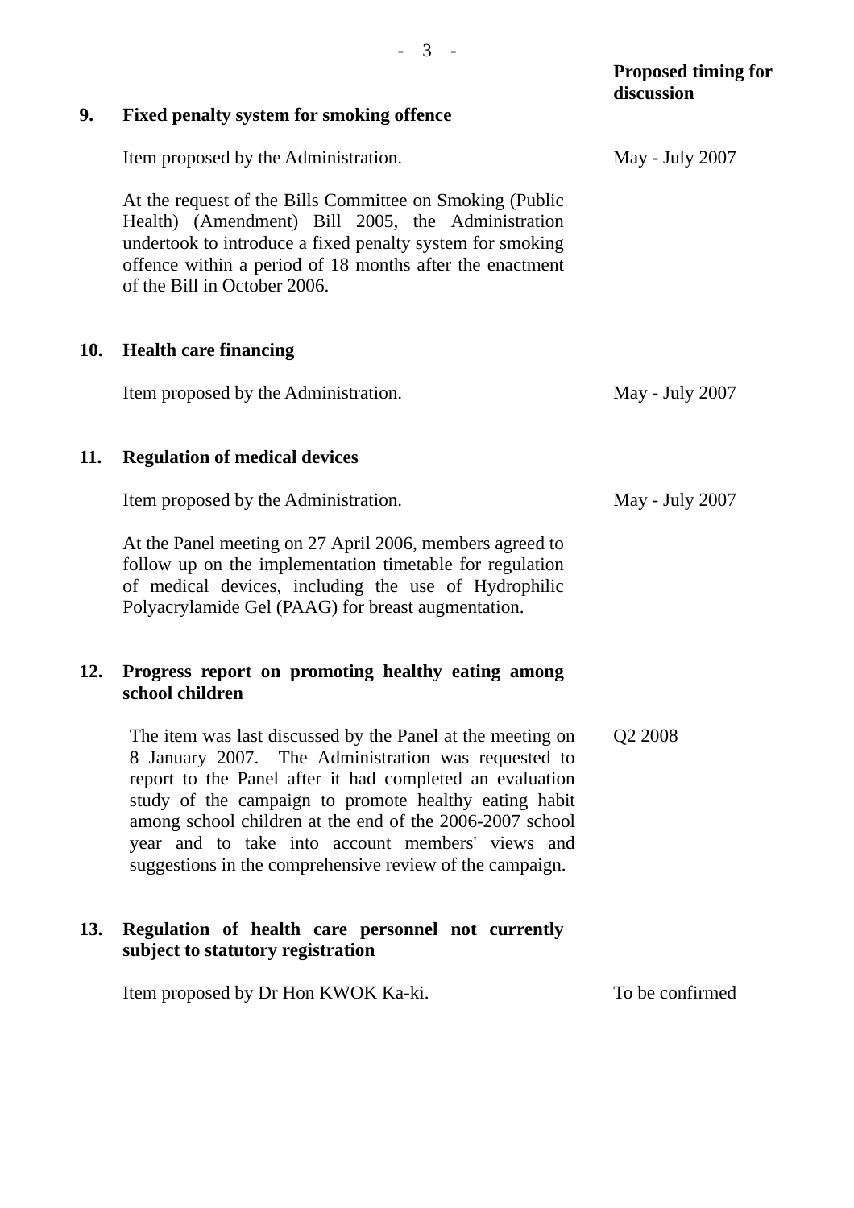| | | Proposed timing for discussion |
|---|---|---|
| **9.** | **Fixed penalty system for smoking offence** | |
| | Item proposed by the Administration. | May - July 2007 |
| | At the request of the Bills Committee on Smoking (Public Health) (Amendment) Bill 2005, the Administration undertook to introduce a fixed penalty system for smoking offence within a period of 18 months after the enactment of the Bill in October 2006. | |
| **10.** | **Health care financing** | |
| | Item proposed by the Administration. | May - July 2007 |
| **11.** | **Regulation of medical devices** | |
| | Item proposed by the Administration. | May - July 2007 |
| | At the Panel meeting on 27 April 2006, members agreed to follow up on the implementation timetable for regulation of medical devices, including the use of Hydrophilic Polyacrylamide Gel (PAAG) for breast augmentation. | |
| **12.** | **Progress report on promoting healthy eating among school children** | |
| | The item was last discussed by the Panel at the meeting on 8 January 2007. The Administration was requested to report to the Panel after it had completed an evaluation study of the campaign to promote healthy eating habit among school children at the end of the 2006-2007 school year and to take into account members' views and suggestions in the comprehensive review of the campaign. | Q2 2008 |
| **13.** | **Regulation of health care personnel not currently subject to statutory registration** | |
| | Item proposed by Dr Hon KWOK Ka-ki. | To be confirmed |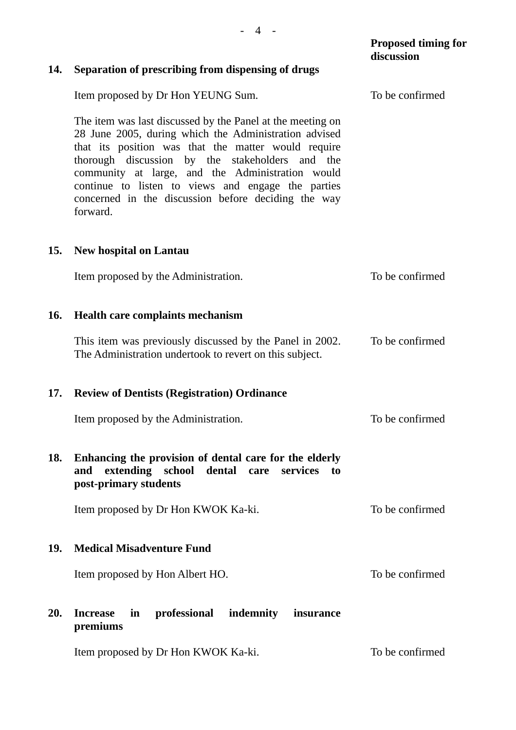| | | Proposed timing for discussion |
|---|---|---|
| **14.** | **Separation of prescribing from dispensing of drugs** | |
| | Item proposed by Dr Hon YEUNG Sum. | To be confirmed |
| | The item was last discussed by the Panel at the meeting on 28 June 2005, during which the Administration advised that its position was that the matter would require thorough discussion by the stakeholders and the community at large, and the Administration would continue to listen to views and engage the parties concerned in the discussion before deciding the way forward. | |
| **15.** | **New hospital on Lantau** | |
| | Item proposed by the Administration. | To be confirmed |
| **16.** | **Health care complaints mechanism** | |
| | This item was previously discussed by the Panel in 2002. The Administration undertook to revert on this subject. | To be confirmed |
| **17.** | **Review of Dentists (Registration) Ordinance** | |
| | Item proposed by the Administration. | To be confirmed |
| **18.** | **Enhancing the provision of dental care for the elderly and extending school dental care services to post-primary students** | |
| | Item proposed by Dr Hon KWOK Ka-ki. | To be confirmed |
| **19.** | **Medical Misadventure Fund** | |
| | Item proposed by Hon Albert HO. | To be confirmed |
| **20.** | **Increase in professional indemnity insurance premiums** | |
| | Item proposed by Dr Hon KWOK Ka-ki. | To be confirmed |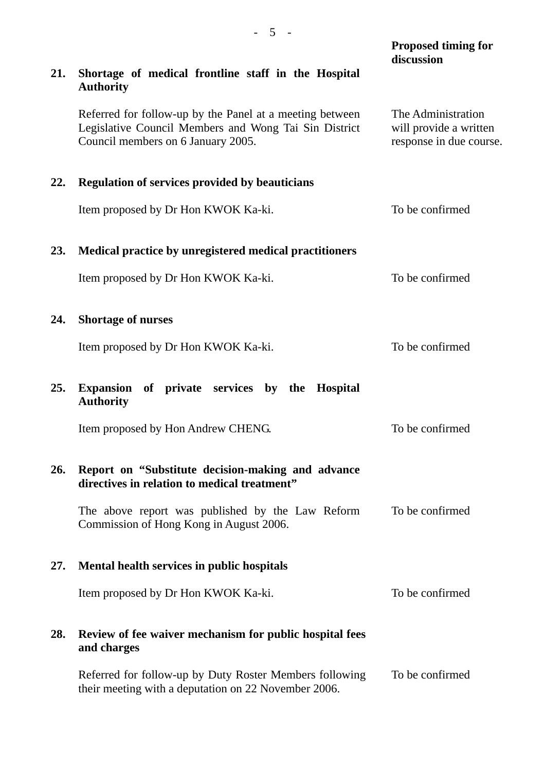| | | Proposed timing for discussion |
|---|---|---|
| **21.** | **Shortage of medical frontline staff in the Hospital Authority** | |
| | Referred for follow-up by the Panel at a meeting between Legislative Council Members and Wong Tai Sin District Council members on 6 January 2005. | The Administration will provide a written response in due course. |
| **22.** | **Regulation of services provided by beauticians** | |
| | Item proposed by Dr Hon KWOK Ka-ki. | To be confirmed |
| **23.** | **Medical practice by unregistered medical practitioners** | |
| | Item proposed by Dr Hon KWOK Ka-ki. | To be confirmed |
| **24.** | **Shortage of nurses** | |
| | Item proposed by Dr Hon KWOK Ka-ki. | To be confirmed |
| **25.** | **Expansion of private services by the Hospital Authority** | |
| | Item proposed by Hon Andrew CHENG. | To be confirmed |
| **26.** | **Report on "Substitute decision-making and advance directives in relation to medical treatment"** | |
| | The above report was published by the Law Reform Commission of Hong Kong in August 2006. | To be confirmed |
| **27.** | **Mental health services in public hospitals** | |
| | Item proposed by Dr Hon KWOK Ka-ki. | To be confirmed |
| **28.** | **Review of fee waiver mechanism for public hospital fees and charges** | |
| | Referred for follow-up by Duty Roster Members following their meeting with a deputation on 22 November 2006. | To be confirmed |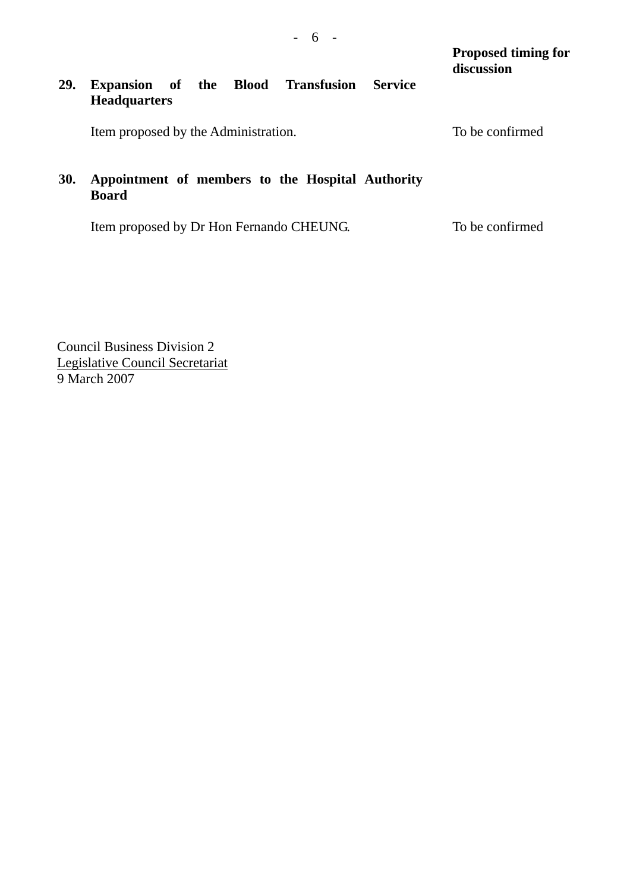| | | Proposed timing for discussion |
|---|---|---|
| **29.** | **Expansion of the Blood Transfusion Service Headquarters** | |
| | Item proposed by the Administration. | To be confirmed |
| **30.** | **Appointment of members to the Hospital Authority Board** | |
| | Item proposed by Dr Hon Fernando CHEUNG. | To be confirmed |

Council Business Division 2
Legislative Council Secretariat
9 March 2007